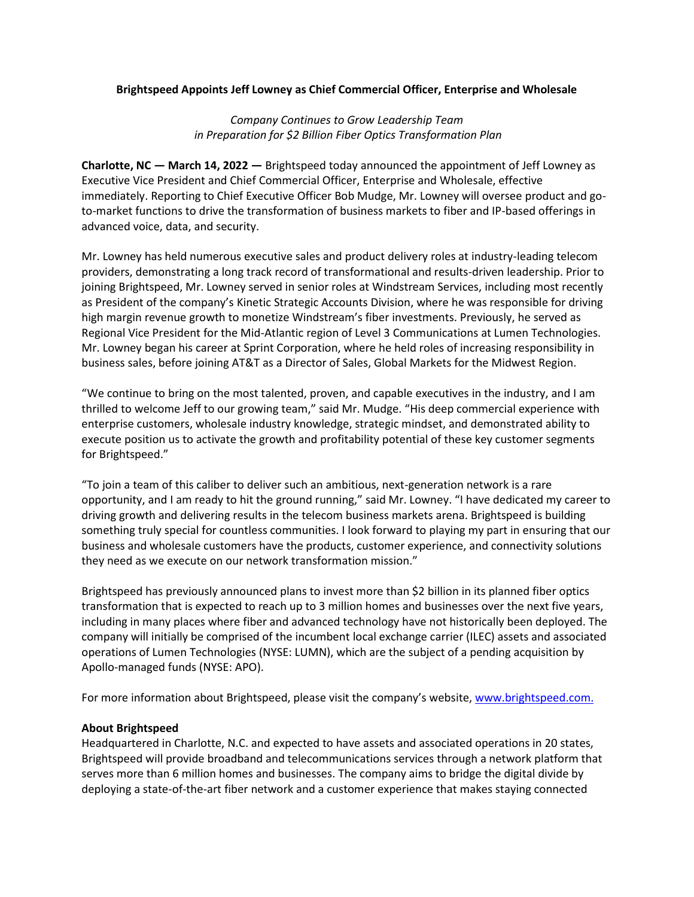**Brightspeed Appoints Jeff Lowney as Chief Commercial Officer, Enterprise and Wholesale**

*Company Continues to Grow Leadership Team in Preparation for $2 Billion Fiber Optics Transformation Plan*

**Charlotte, NC — March 14, 2022 —** Brightspeed today announced the appointment of Jeff Lowney as Executive Vice President and Chief Commercial Officer, Enterprise and Wholesale, effective immediately. Reporting to Chief Executive Officer Bob Mudge, Mr. Lowney will oversee product and go-to-market functions to drive the transformation of business markets to fiber and IP-based offerings in advanced voice, data, and security.

Mr. Lowney has held numerous executive sales and product delivery roles at industry-leading telecom providers, demonstrating a long track record of transformational and results-driven leadership. Prior to joining Brightspeed, Mr. Lowney served in senior roles at Windstream Services, including most recently as President of the company's Kinetic Strategic Accounts Division, where he was responsible for driving high margin revenue growth to monetize Windstream's fiber investments. Previously, he served as Regional Vice President for the Mid-Atlantic region of Level 3 Communications at Lumen Technologies. Mr. Lowney began his career at Sprint Corporation, where he held roles of increasing responsibility in business sales, before joining AT&T as a Director of Sales, Global Markets for the Midwest Region.

"We continue to bring on the most talented, proven, and capable executives in the industry, and I am thrilled to welcome Jeff to our growing team," said Mr. Mudge. "His deep commercial experience with enterprise customers, wholesale industry knowledge, strategic mindset, and demonstrated ability to execute position us to activate the growth and profitability potential of these key customer segments for Brightspeed."

"To join a team of this caliber to deliver such an ambitious, next-generation network is a rare opportunity, and I am ready to hit the ground running," said Mr. Lowney. "I have dedicated my career to driving growth and delivering results in the telecom business markets arena. Brightspeed is building something truly special for countless communities. I look forward to playing my part in ensuring that our business and wholesale customers have the products, customer experience, and connectivity solutions they need as we execute on our network transformation mission."

Brightspeed has previously announced plans to invest more than $2 billion in its planned fiber optics transformation that is expected to reach up to 3 million homes and businesses over the next five years, including in many places where fiber and advanced technology have not historically been deployed. The company will initially be comprised of the incumbent local exchange carrier (ILEC) assets and associated operations of Lumen Technologies (NYSE: LUMN), which are the subject of a pending acquisition by Apollo-managed funds (NYSE: APO).

For more information about Brightspeed, please visit the company's website, [www.brightspeed.com.](http://www.brightspeed.com)

**About Brightspeed**

Headquartered in Charlotte, N.C. and expected to have assets and associated operations in 20 states, Brightspeed will provide broadband and telecommunications services through a network platform that serves more than 6 million homes and businesses. The company aims to bridge the digital divide by deploying a state-of-the-art fiber network and a customer experience that makes staying connected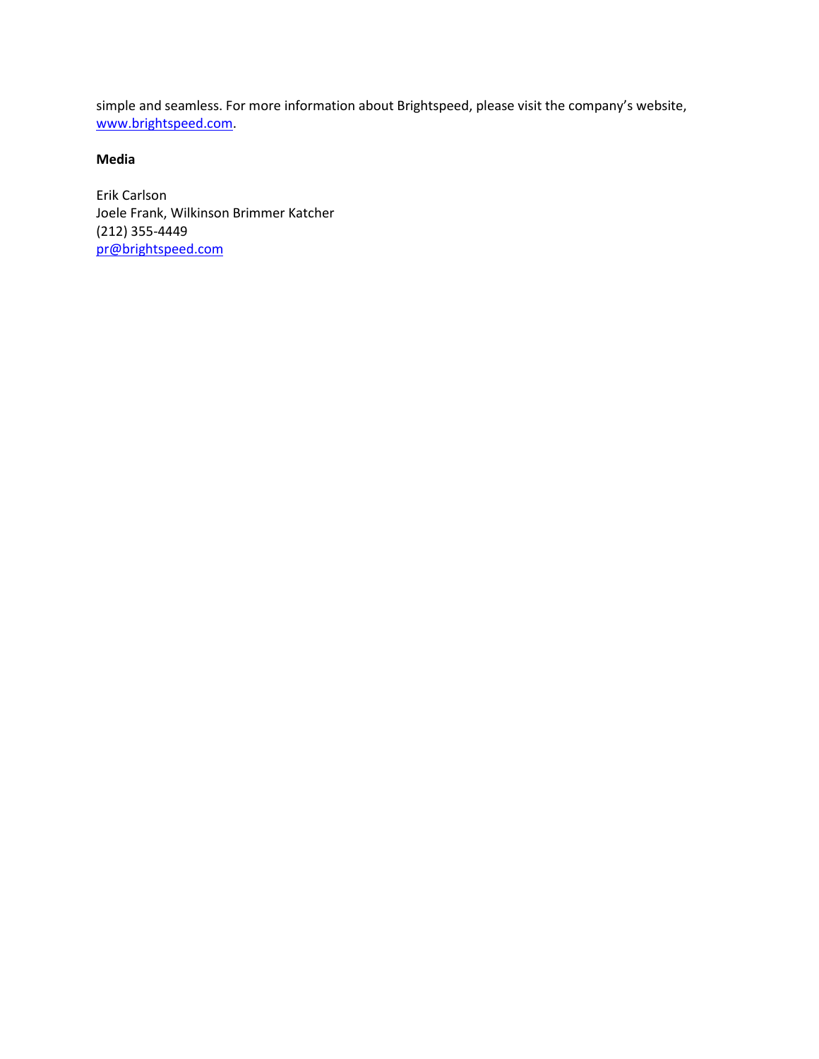simple and seamless. For more information about Brightspeed, please visit the company's website, www.brightspeed.com.

**Media**

Erik Carlson
Joele Frank, Wilkinson Brimmer Katcher
(212) 355-4449
pr@brightspeed.com